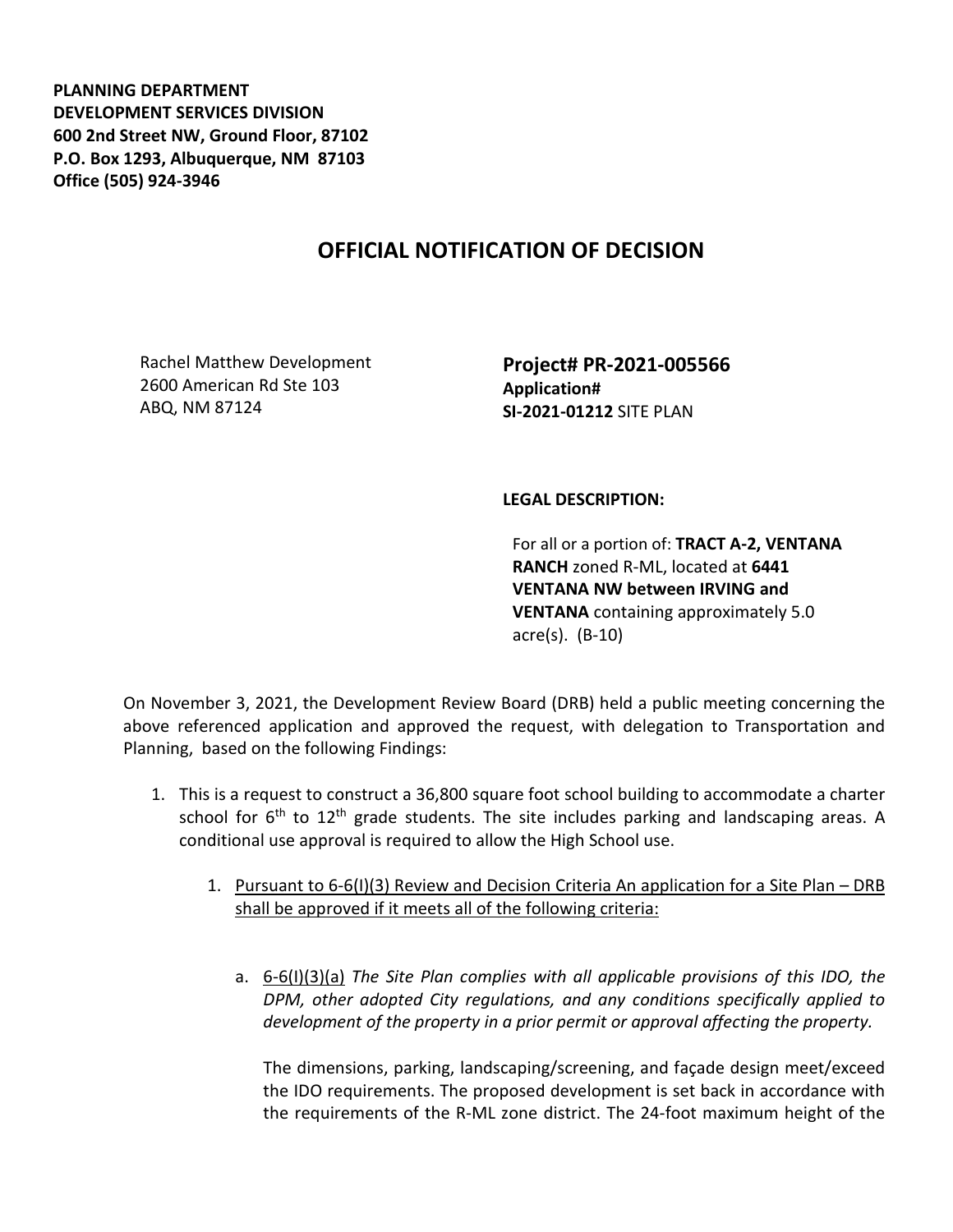**PLANNING DEPARTMENT**
**DEVELOPMENT SERVICES DIVISION**
**600 2nd Street NW, Ground Floor, 87102**
**P.O. Box 1293, Albuquerque, NM 87103**
**Office (505) 924-3946**

# OFFICIAL NOTIFICATION OF DECISION

Rachel Matthew Development
2600 American Rd Ste 103
ABQ, NM 87124

**Project# PR-2021-005566**
**Application#**
**SI-2021-01212** SITE PLAN

**LEGAL DESCRIPTION:**

For all or a portion of: **TRACT A-2, VENTANA RANCH** zoned R-ML, located at **6441 VENTANA NW between IRVING and VENTANA** containing approximately 5.0 acre(s). (B-10)

On November 3, 2021, the Development Review Board (DRB) held a public meeting concerning the above referenced application and approved the request, with delegation to Transportation and Planning, based on the following Findings:

1. This is a request to construct a 36,800 square foot school building to accommodate a charter school for 6th to 12th grade students. The site includes parking and landscaping areas. A conditional use approval is required to allow the High School use.

    1. Pursuant to 6-6(I)(3) Review and Decision Criteria An application for a Site Plan – DRB shall be approved if it meets all of the following criteria:

        a. 6-6(I)(3)(a) *The Site Plan complies with all applicable provisions of this IDO, the DPM, other adopted City regulations, and any conditions specifically applied to development of the property in a prior permit or approval affecting the property.*

        The dimensions, parking, landscaping/screening, and façade design meet/exceed the IDO requirements. The proposed development is set back in accordance with the requirements of the R-ML zone district. The 24-foot maximum height of the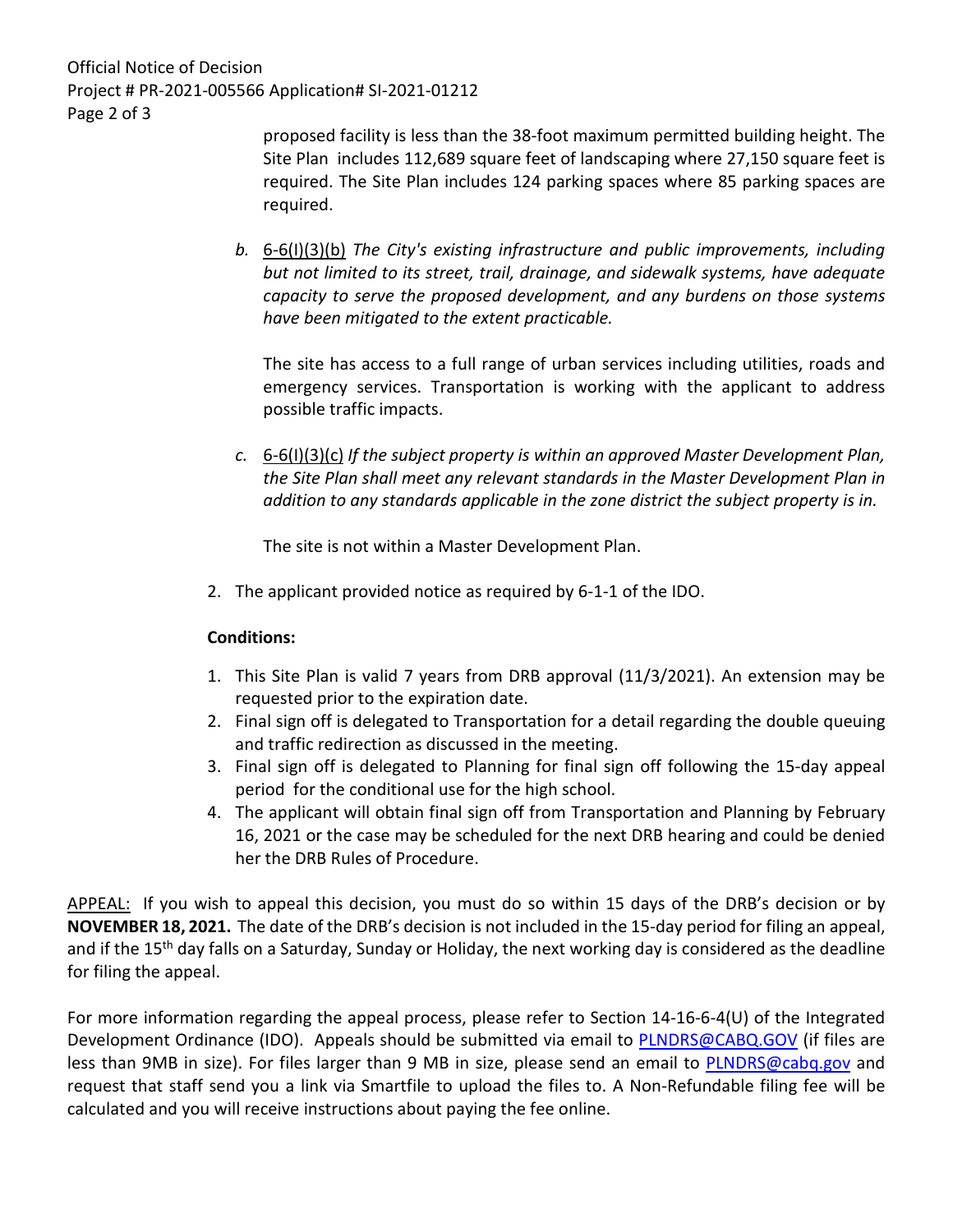proposed facility is less than the 38-foot maximum permitted building height. The Site Plan includes 112,689 square feet of landscaping where 27,150 square feet is required. The Site Plan includes 124 parking spaces where 85 parking spaces are required.

b. 6-6(I)(3)(b) *The City's existing infrastructure and public improvements, including but not limited to its street, trail, drainage, and sidewalk systems, have adequate capacity to serve the proposed development, and any burdens on those systems have been mitigated to the extent practicable.*

   The site has access to a full range of urban services including utilities, roads and emergency services. Transportation is working with the applicant to address possible traffic impacts.

c. 6-6(I)(3)(c) *If the subject property is within an approved Master Development Plan, the Site Plan shall meet any relevant standards in the Master Development Plan in addition to any standards applicable in the zone district the subject property is in.*

   The site is not within a Master Development Plan.

2. The applicant provided notice as required by 6-1-1 of the IDO.

**Conditions:**

1. This Site Plan is valid 7 years from DRB approval (11/3/2021). An extension may be requested prior to the expiration date.
2. Final sign off is delegated to Transportation for a detail regarding the double queuing and traffic redirection as discussed in the meeting.
3. Final sign off is delegated to Planning for final sign off following the 15-day appeal period for the conditional use for the high school.
4. The applicant will obtain final sign off from Transportation and Planning by February 16, 2021 or the case may be scheduled for the next DRB hearing and could be denied her the DRB Rules of Procedure.

APPEAL: If you wish to appeal this decision, you must do so within 15 days of the DRB's decision or by **NOVEMBER 18, 2021.** The date of the DRB's decision is not included in the 15-day period for filing an appeal, and if the 15th day falls on a Saturday, Sunday or Holiday, the next working day is considered as the deadline for filing the appeal.

For more information regarding the appeal process, please refer to Section 14-16-6-4(U) of the Integrated Development Ordinance (IDO). Appeals should be submitted via email to PLNDRS@CABQ.GOV (if files are less than 9MB in size). For files larger than 9 MB in size, please send an email to PLNDRS@cabq.gov and request that staff send you a link via Smartfile to upload the files to. A Non-Refundable filing fee will be calculated and you will receive instructions about paying the fee online.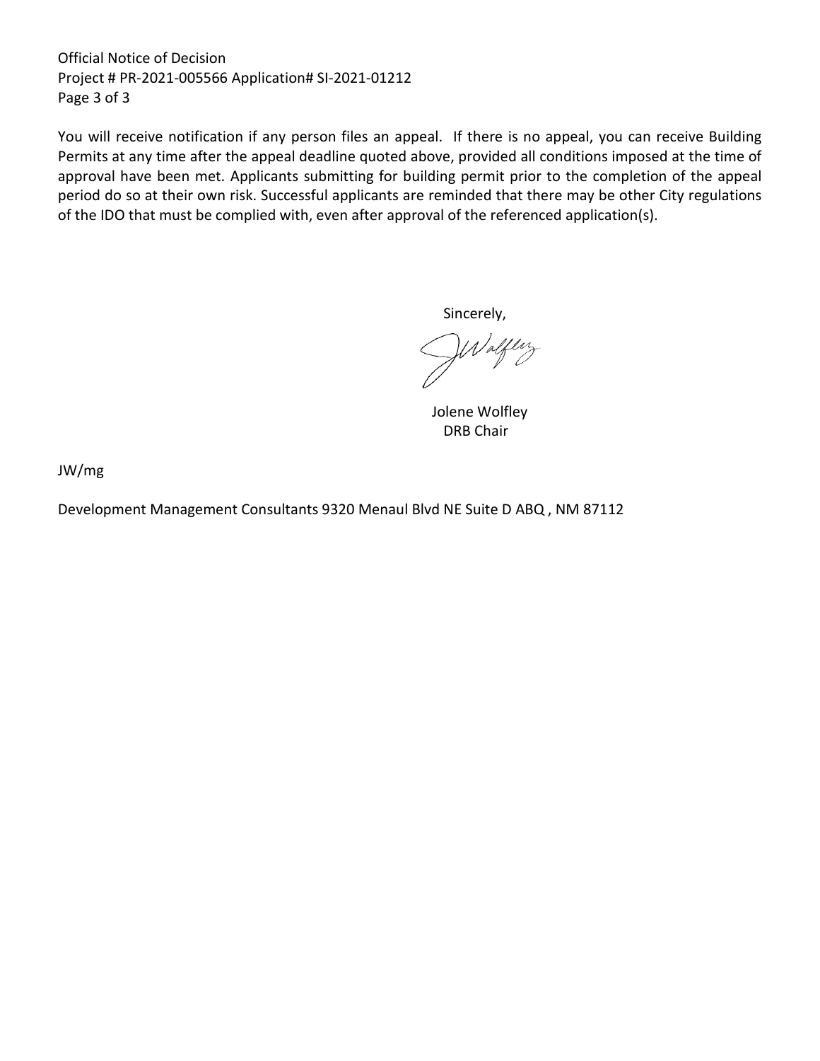You will receive notification if any person files an appeal. If there is no appeal, you can receive Building Permits at any time after the appeal deadline quoted above, provided all conditions imposed at the time of approval have been met. Applicants submitting for building permit prior to the completion of the appeal period do so at their own risk. Successful applicants are reminded that there may be other City regulations of the IDO that must be complied with, even after approval of the referenced application(s).

Sincerely,

Jolene Wolfley
DRB Chair

JW/mg

Development Management Consultants 9320 Menaul Blvd NE Suite D ABQ , NM 87112